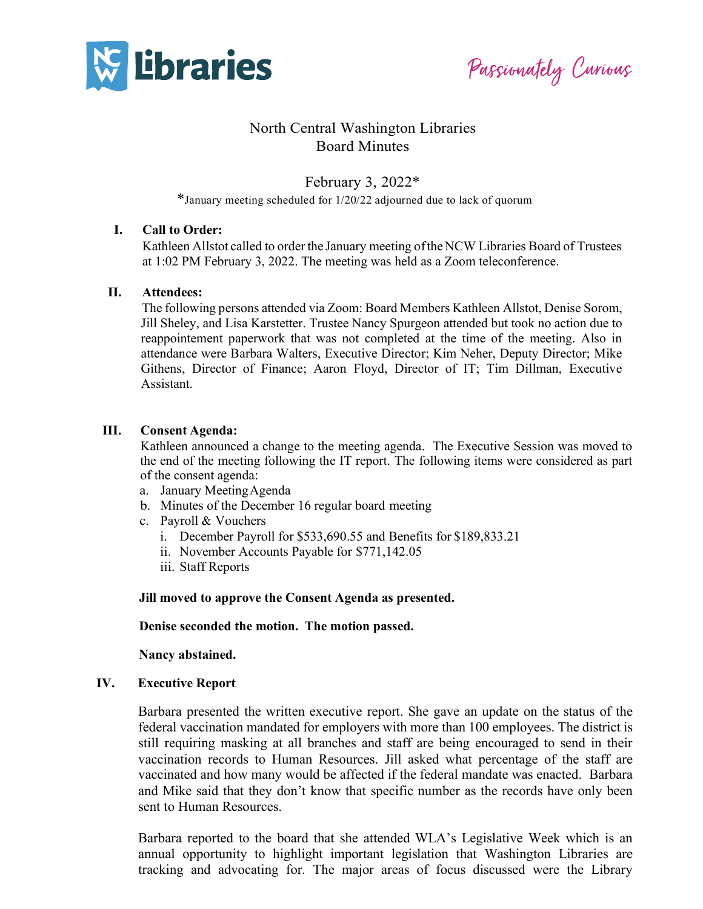# North Central Washington Libraries
# Board Minutes

## February 3, 2022*

*January meeting scheduled for 1/20/22 adjourned due to lack of quorum

### I. Call to Order:

Kathleen Allstot called to order the January meeting of the NCW Libraries Board of Trustees at 1:02 PM February 3, 2022. The meeting was held as a Zoom teleconference.

### II. Attendees:

The following persons attended via Zoom: Board Members Kathleen Allstot, Denise Sorom, Jill Sheley, and Lisa Karstetter. Trustee Nancy Spurgeon attended but took no action due to reappointement paperwork that was not completed at the time of the meeting. Also in attendance were Barbara Walters, Executive Director; Kim Neher, Deputy Director; Mike Githens, Director of Finance; Aaron Floyd, Director of IT; Tim Dillman, Executive Assistant.

### III. Consent Agenda:

Kathleen announced a change to the meeting agenda. The Executive Session was moved to the end of the meeting following the IT report. The following items were considered as part of the consent agenda:

a. January Meeting Agenda
b. Minutes of the December 16 regular board meeting
c. Payroll & Vouchers
   i. December Payroll for $533,690.55 and Benefits for $189,833.21
   ii. November Accounts Payable for $771,142.05
   iii. Staff Reports

**Jill moved to approve the Consent Agenda as presented.**

**Denise seconded the motion. The motion passed.**

**Nancy abstained.**

### IV. Executive Report

Barbara presented the written executive report. She gave an update on the status of the federal vaccination mandated for employers with more than 100 employees. The district is still requiring masking at all branches and staff are being encouraged to send in their vaccination records to Human Resources. Jill asked what percentage of the staff are vaccinated and how many would be affected if the federal mandate was enacted. Barbara and Mike said that they don't know that specific number as the records have only been sent to Human Resources.

Barbara reported to the board that she attended WLA's Legislative Week which is an annual opportunity to highlight important legislation that Washington Libraries are tracking and advocating for. The major areas of focus discussed were the Library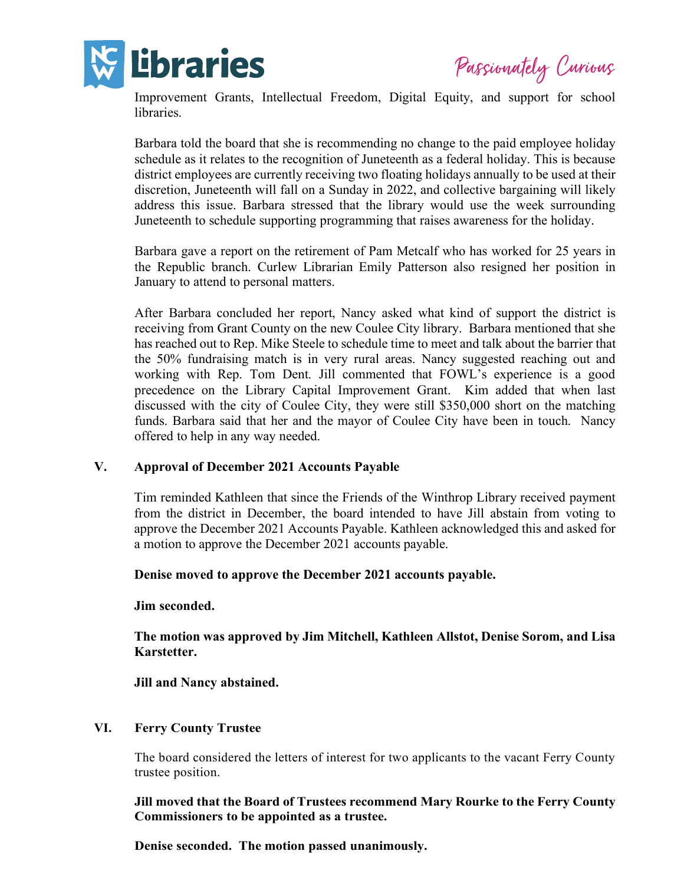Improvement Grants, Intellectual Freedom, Digital Equity, and support for school libraries.

Barbara told the board that she is recommending no change to the paid employee holiday schedule as it relates to the recognition of Juneteenth as a federal holiday. This is because district employees are currently receiving two floating holidays annually to be used at their discretion, Juneteenth will fall on a Sunday in 2022, and collective bargaining will likely address this issue. Barbara stressed that the library would use the week surrounding Juneteenth to schedule supporting programming that raises awareness for the holiday.

Barbara gave a report on the retirement of Pam Metcalf who has worked for 25 years in the Republic branch. Curlew Librarian Emily Patterson also resigned her position in January to attend to personal matters.

After Barbara concluded her report, Nancy asked what kind of support the district is receiving from Grant County on the new Coulee City library. Barbara mentioned that she has reached out to Rep. Mike Steele to schedule time to meet and talk about the barrier that the 50% fundraising match is in very rural areas. Nancy suggested reaching out and working with Rep. Tom Dent. Jill commented that FOWL's experience is a good precedence on the Library Capital Improvement Grant. Kim added that when last discussed with the city of Coulee City, they were still $350,000 short on the matching funds. Barbara said that her and the mayor of Coulee City have been in touch. Nancy offered to help in any way needed.

## V. Approval of December 2021 Accounts Payable

Tim reminded Kathleen that since the Friends of the Winthrop Library received payment from the district in December, the board intended to have Jill abstain from voting to approve the December 2021 Accounts Payable. Kathleen acknowledged this and asked for a motion to approve the December 2021 accounts payable.

**Denise moved to approve the December 2021 accounts payable.**

**Jim seconded.**

**The motion was approved by Jim Mitchell, Kathleen Allstot, Denise Sorom, and Lisa Karstetter.**

**Jill and Nancy abstained.**

## VI. Ferry County Trustee

The board considered the letters of interest for two applicants to the vacant Ferry County trustee position.

**Jill moved that the Board of Trustees recommend Mary Rourke to the Ferry County Commissioners to be appointed as a trustee.**

**Denise seconded. The motion passed unanimously.**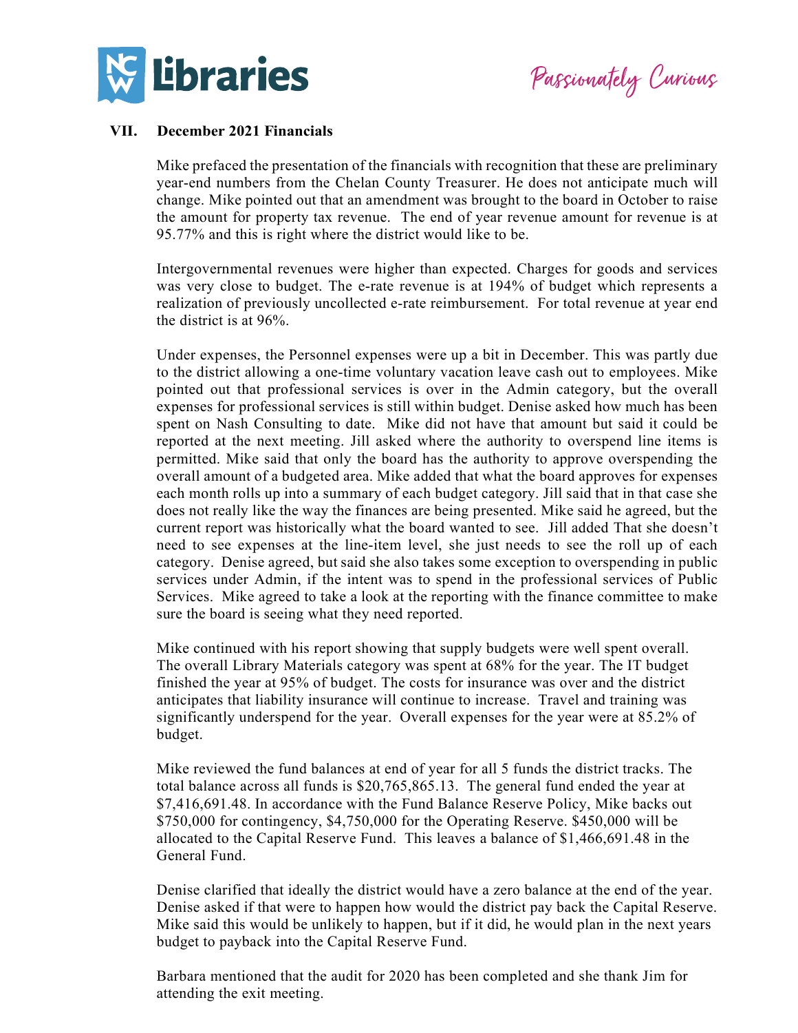## VII. December 2021 Financials

Mike prefaced the presentation of the financials with recognition that these are preliminary year-end numbers from the Chelan County Treasurer. He does not anticipate much will change. Mike pointed out that an amendment was brought to the board in October to raise the amount for property tax revenue. The end of year revenue amount for revenue is at 95.77% and this is right where the district would like to be.

Intergovernmental revenues were higher than expected. Charges for goods and services was very close to budget. The e-rate revenue is at 194% of budget which represents a realization of previously uncollected e-rate reimbursement. For total revenue at year end the district is at 96%.

Under expenses, the Personnel expenses were up a bit in December. This was partly due to the district allowing a one-time voluntary vacation leave cash out to employees. Mike pointed out that professional services is over in the Admin category, but the overall expenses for professional services is still within budget. Denise asked how much has been spent on Nash Consulting to date. Mike did not have that amount but said it could be reported at the next meeting. Jill asked where the authority to overspend line items is permitted. Mike said that only the board has the authority to approve overspending the overall amount of a budgeted area. Mike added that what the board approves for expenses each month rolls up into a summary of each budget category. Jill said that in that case she does not really like the way the finances are being presented. Mike said he agreed, but the current report was historically what the board wanted to see. Jill added That she doesn't need to see expenses at the line-item level, she just needs to see the roll up of each category. Denise agreed, but said she also takes some exception to overspending in public services under Admin, if the intent was to spend in the professional services of Public Services. Mike agreed to take a look at the reporting with the finance committee to make sure the board is seeing what they need reported.

Mike continued with his report showing that supply budgets were well spent overall. The overall Library Materials category was spent at 68% for the year. The IT budget finished the year at 95% of budget. The costs for insurance was over and the district anticipates that liability insurance will continue to increase. Travel and training was significantly underspend for the year. Overall expenses for the year were at 85.2% of budget.

Mike reviewed the fund balances at end of year for all 5 funds the district tracks. The total balance across all funds is $20,765,865.13. The general fund ended the year at $7,416,691.48. In accordance with the Fund Balance Reserve Policy, Mike backs out $750,000 for contingency, $4,750,000 for the Operating Reserve. $450,000 will be allocated to the Capital Reserve Fund. This leaves a balance of $1,466,691.48 in the General Fund.

Denise clarified that ideally the district would have a zero balance at the end of the year. Denise asked if that were to happen how would the district pay back the Capital Reserve. Mike said this would be unlikely to happen, but if it did, he would plan in the next years budget to payback into the Capital Reserve Fund.

Barbara mentioned that the audit for 2020 has been completed and she thank Jim for attending the exit meeting.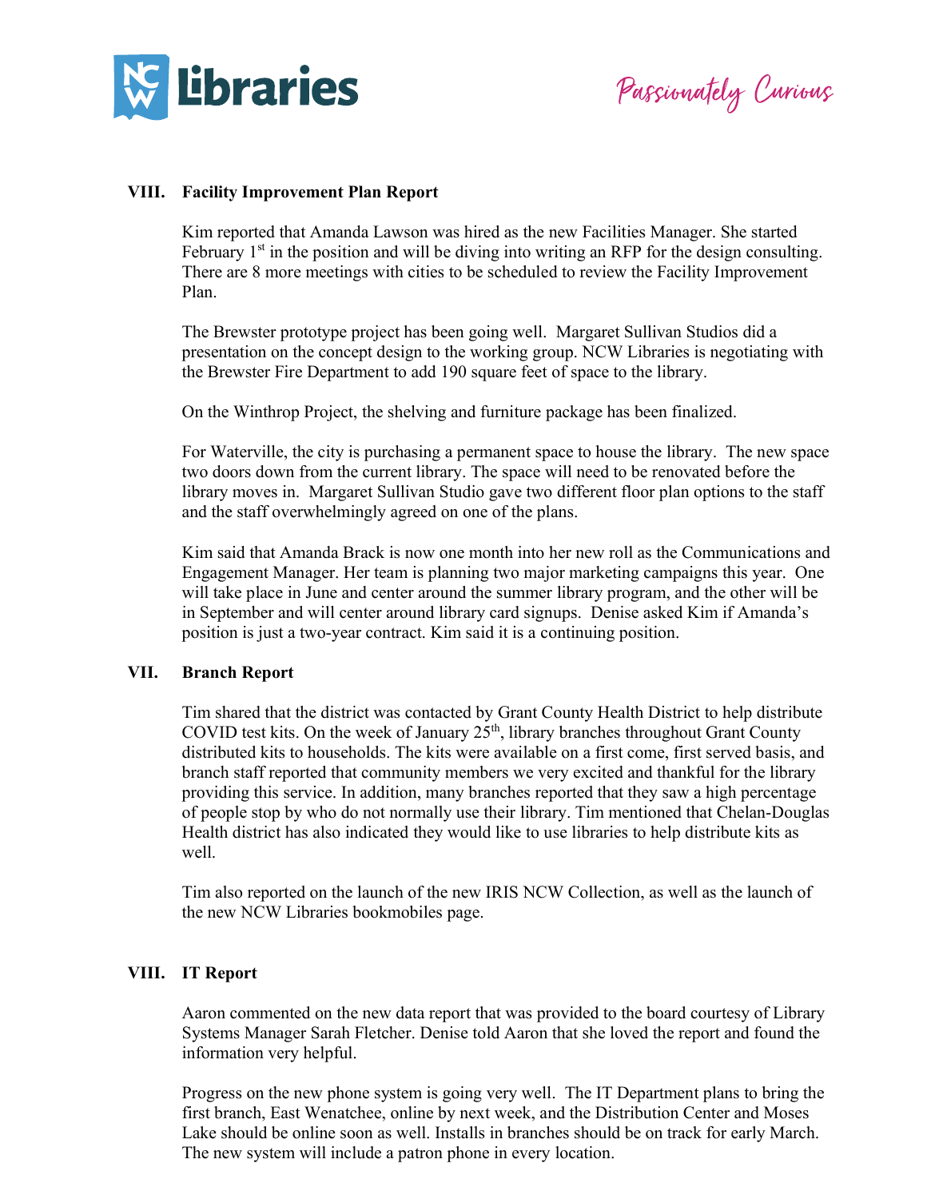## VIII. Facility Improvement Plan Report

Kim reported that Amanda Lawson was hired as the new Facilities Manager. She started February 1st in the position and will be diving into writing an RFP for the design consulting. There are 8 more meetings with cities to be scheduled to review the Facility Improvement Plan.

The Brewster prototype project has been going well. Margaret Sullivan Studios did a presentation on the concept design to the working group. NCW Libraries is negotiating with the Brewster Fire Department to add 190 square feet of space to the library.

On the Winthrop Project, the shelving and furniture package has been finalized.

For Waterville, the city is purchasing a permanent space to house the library. The new space two doors down from the current library. The space will need to be renovated before the library moves in. Margaret Sullivan Studio gave two different floor plan options to the staff and the staff overwhelmingly agreed on one of the plans.

Kim said that Amanda Brack is now one month into her new roll as the Communications and Engagement Manager. Her team is planning two major marketing campaigns this year. One will take place in June and center around the summer library program, and the other will be in September and will center around library card signups. Denise asked Kim if Amanda's position is just a two-year contract. Kim said it is a continuing position.

## VII. Branch Report

Tim shared that the district was contacted by Grant County Health District to help distribute COVID test kits. On the week of January 25th, library branches throughout Grant County distributed kits to households. The kits were available on a first come, first served basis, and branch staff reported that community members we very excited and thankful for the library providing this service. In addition, many branches reported that they saw a high percentage of people stop by who do not normally use their library. Tim mentioned that Chelan-Douglas Health district has also indicated they would like to use libraries to help distribute kits as well.

Tim also reported on the launch of the new IRIS NCW Collection, as well as the launch of the new NCW Libraries bookmobiles page.

## VIII. IT Report

Aaron commented on the new data report that was provided to the board courtesy of Library Systems Manager Sarah Fletcher. Denise told Aaron that she loved the report and found the information very helpful.

Progress on the new phone system is going very well. The IT Department plans to bring the first branch, East Wenatchee, online by next week, and the Distribution Center and Moses Lake should be online soon as well. Installs in branches should be on track for early March. The new system will include a patron phone in every location.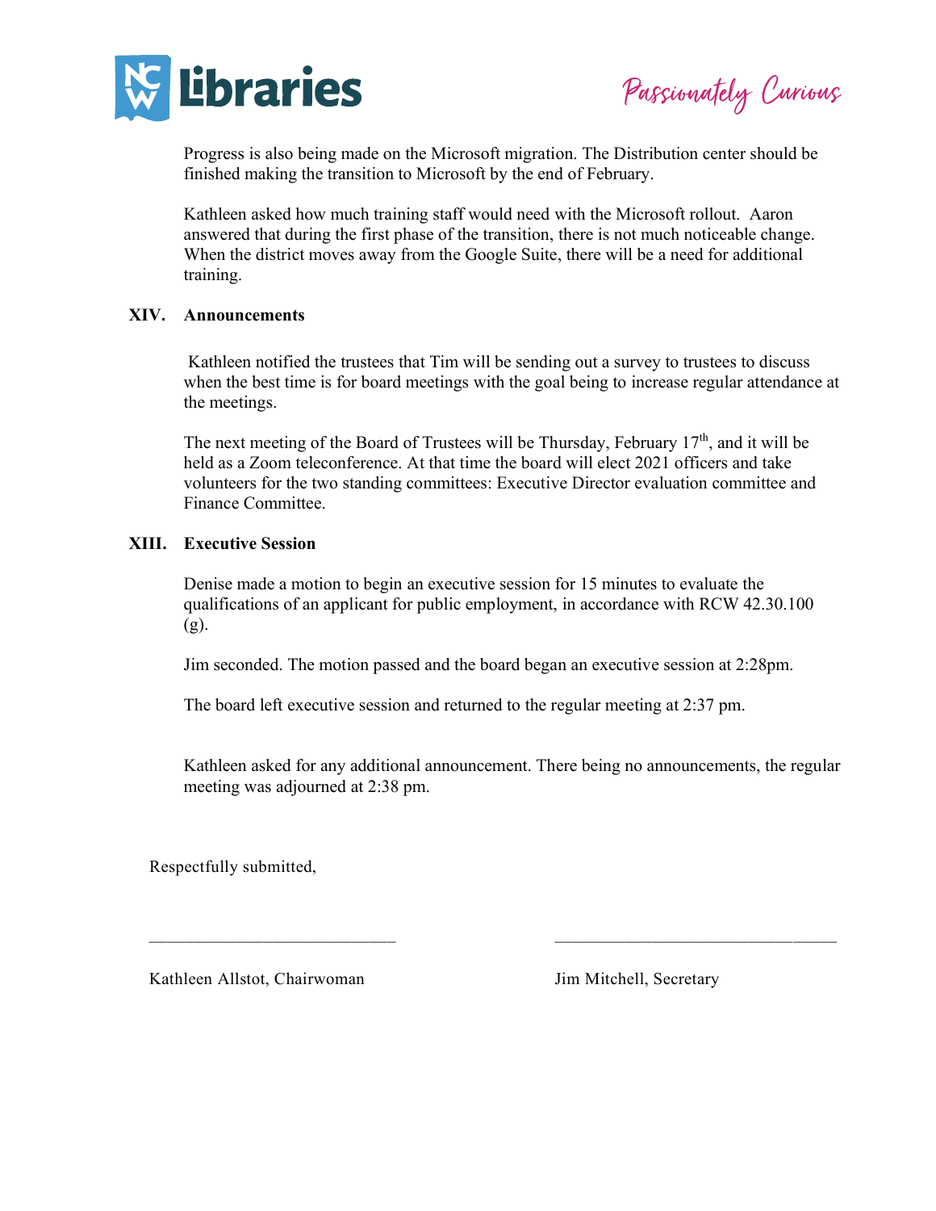Progress is also being made on the Microsoft migration. The Distribution center should be finished making the transition to Microsoft by the end of February.

Kathleen asked how much training staff would need with the Microsoft rollout. Aaron answered that during the first phase of the transition, there is not much noticeable change. When the district moves away from the Google Suite, there will be a need for additional training.

## XIV. Announcements

Kathleen notified the trustees that Tim will be sending out a survey to trustees to discuss when the best time is for board meetings with the goal being to increase regular attendance at the meetings.

The next meeting of the Board of Trustees will be Thursday, February 17th, and it will be held as a Zoom teleconference. At that time the board will elect 2021 officers and take volunteers for the two standing committees: Executive Director evaluation committee and Finance Committee.

## XIII. Executive Session

Denise made a motion to begin an executive session for 15 minutes to evaluate the qualifications of an applicant for public employment, in accordance with RCW 42.30.100 (g).

Jim seconded. The motion passed and the board began an executive session at 2:28pm.

The board left executive session and returned to the regular meeting at 2:37 pm.

Kathleen asked for any additional announcement. There being no announcements, the regular meeting was adjourned at 2:38 pm.

Respectfully submitted,

\_\_\_\_\_\_\_\_\_\_\_\_\_\_\_\_\_\_\_\_\_\_\_\_\_\_\_\_ \_\_\_\_\_\_\_\_\_\_\_\_\_\_\_\_\_\_\_\_\_\_\_\_\_\_\_\_\_\_\_\_

Kathleen Allstot, Chairwoman Jim Mitchell, Secretary